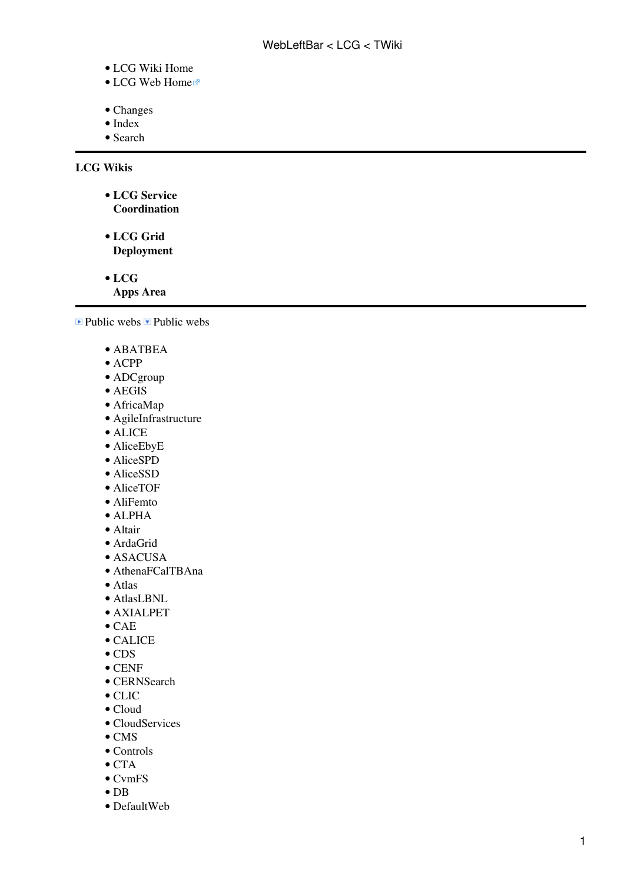- LCG Wiki Home
- LCG Web Home

- Changes
- Index
- Search

---

**LCG Wikis**

- **LCG Service Coordination**

- **LCG Grid Deployment**

- **LCG Apps Area**

---

Public webs Public webs

- ABATBEA
- ACPP
- ADCgroup
- AEGIS
- AfricaMap
- AgileInfrastructure
- ALICE
- AliceEbyE
- AliceSPD
- AliceSSD
- AliceTOF
- AliFemto
- ALPHA
- Altair
- ArdaGrid
- ASACUSA
- AthenaFCalTBAna
- Atlas
- AtlasLBNL
- AXIALPET
- CAE
- CALICE
- CDS
- CENF
- CERNSearch
- CLIC
- Cloud
- CloudServices
- CMS
- Controls
- CTA
- CvmFS
- DB
- DefaultWeb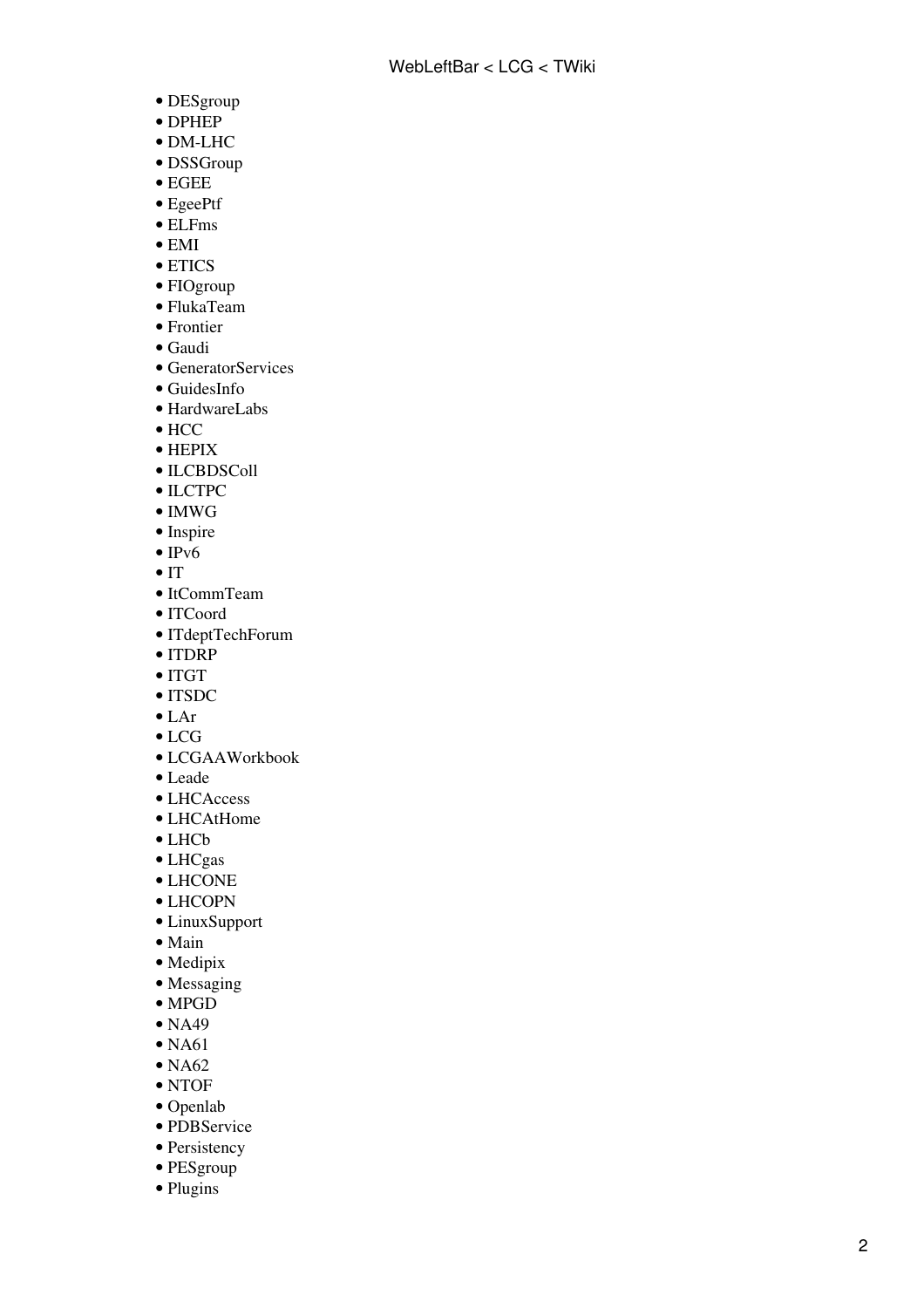- DESgroup
- DPHEP
- DM-LHC
- DSSGroup
- EGEE
- EgeePtf
- ELFms
- EMI
- ETICS
- FIOgroup
- FlukaTeam
- Frontier
- Gaudi
- GeneratorServices
- GuidesInfo
- HardwareLabs
- HCC
- HEPIX
- ILCBDSColl
- ILCTPC
- IMWG
- Inspire
- IPv6
- IT
- ItCommTeam
- ITCoord
- ITdeptTechForum
- ITDRP
- ITGT
- ITSDC
- LAr
- LCG
- LCGAAWorkbook
- Leade
- LHCAccess
- LHCAtHome
- LHCb
- LHCgas
- LHCONE
- LHCOPN
- LinuxSupport
- Main
- Medipix
- Messaging
- MPGD
- NA49
- NA61
- NA62
- NTOF
- Openlab
- PDBService
- Persistency
- PESgroup
- Plugins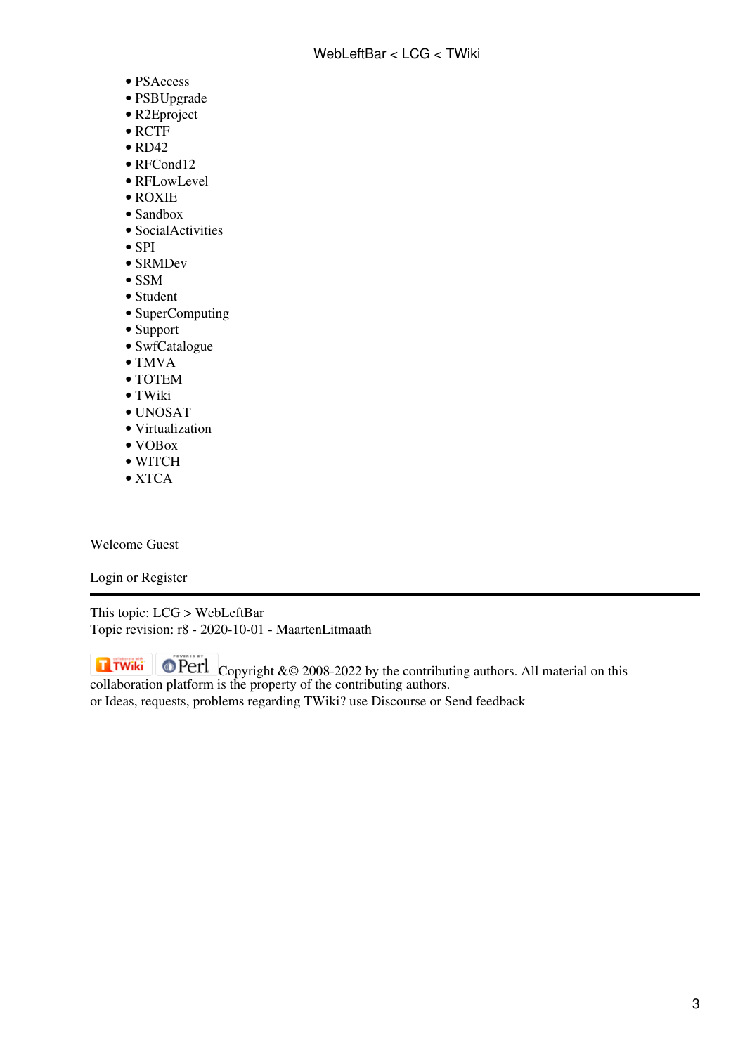- PSAccess
- PSBUpgrade
- R2Eproject
- RCTF
- RD42
- RFCond12
- RFLowLevel
- ROXIE
- Sandbox
- SocialActivities
- SPI
- SRMDev
- SSM
- Student
- SuperComputing
- Support
- SwfCatalogue
- TMVA
- TOTEM
- TWiki
- UNOSAT
- Virtualization
- VOBox
- WITCH
- XTCA

Welcome Guest

Login or Register

---

This topic: LCG > WebLeftBar
Topic revision: r8 - 2020-10-01 - MaartenLitmaath

Copyright &© 2008-2022 by the contributing authors. All material on this collaboration platform is the property of the contributing authors.
or Ideas, requests, problems regarding TWiki? use Discourse or Send feedback